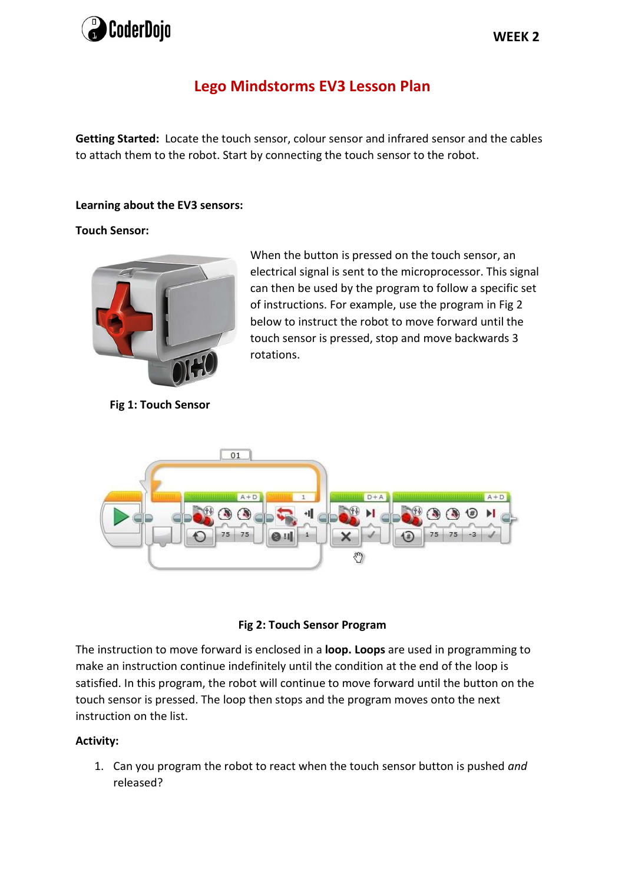# Lego Mindstorms EV3 Lesson Plan

**Getting Started:** Locate the touch sensor, colour sensor and infrared sensor and the cables to attach them to the robot. Start by connecting the touch sensor to the robot.

**Learning about the EV3 sensors:**

**Touch Sensor:**

When the button is pressed on the touch sensor, an electrical signal is sent to the microprocessor. This signal can then be used by the program to follow a specific set of instructions. For example, use the program in Fig 2 below to instruct the robot to move forward until the touch sensor is pressed, stop and move backwards 3 rotations.

**Fig 1: Touch Sensor**

**Fig 2: Touch Sensor Program**

The instruction to move forward is enclosed in a **loop. Loops** are used in programming to make an instruction continue indefinitely until the condition at the end of the loop is satisfied. In this program, the robot will continue to move forward until the button on the touch sensor is pressed. The loop then stops and the program moves onto the next instruction on the list.

**Activity:**

1. Can you program the robot to react when the touch sensor button is pushed *and* released?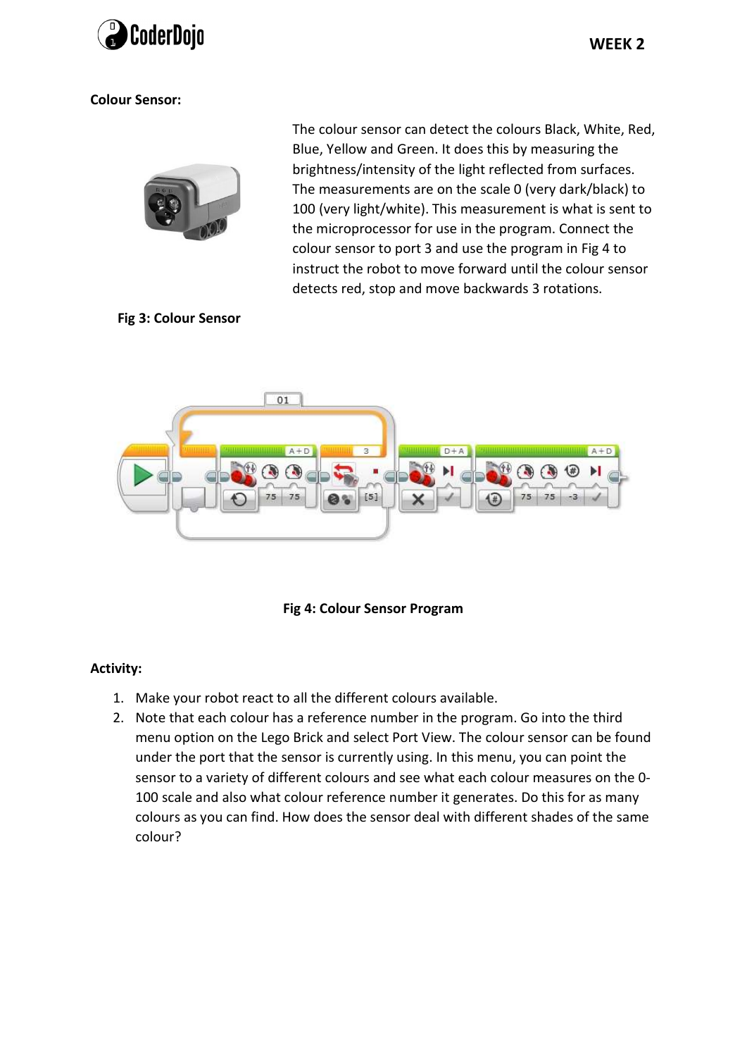**Colour Sensor:**

The colour sensor can detect the colours Black, White, Red, Blue, Yellow and Green. It does this by measuring the brightness/intensity of the light reflected from surfaces. The measurements are on the scale 0 (very dark/black) to 100 (very light/white). This measurement is what is sent to the microprocessor for use in the program. Connect the colour sensor to port 3 and use the program in Fig 4 to instruct the robot to move forward until the colour sensor detects red, stop and move backwards 3 rotations.

**Fig 3: Colour Sensor**

**Fig 4: Colour Sensor Program**

**Activity:**

1. Make your robot react to all the different colours available.
2. Note that each colour has a reference number in the program. Go into the third menu option on the Lego Brick and select Port View. The colour sensor can be found under the port that the sensor is currently using. In this menu, you can point the sensor to a variety of different colours and see what each colour measures on the 0-100 scale and also what colour reference number it generates. Do this for as many colours as you can find. How does the sensor deal with different shades of the same colour?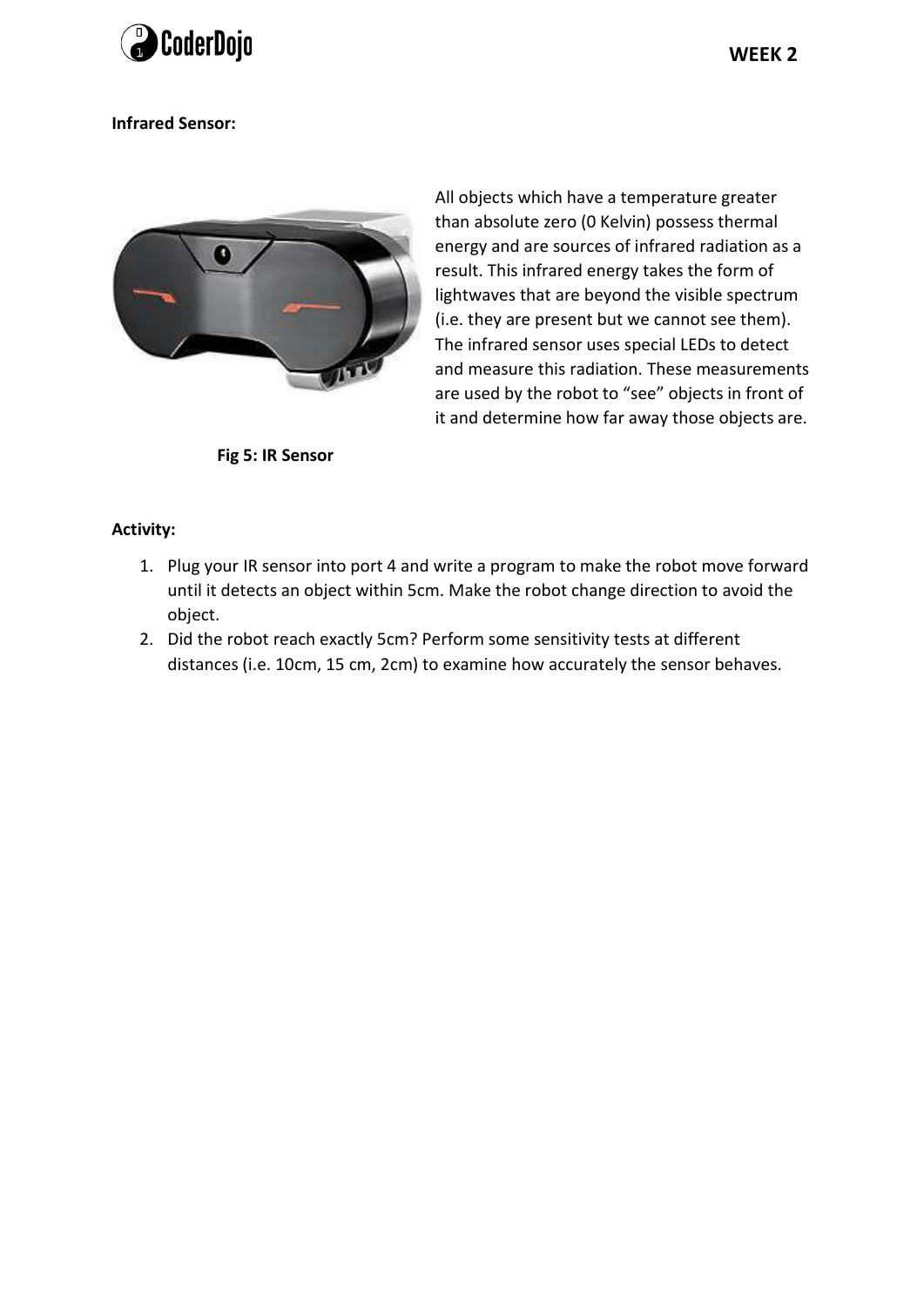**Infrared Sensor:**

All objects which have a temperature greater than absolute zero (0 Kelvin) possess thermal energy and are sources of infrared radiation as a result. This infrared energy takes the form of lightwaves that are beyond the visible spectrum (i.e. they are present but we cannot see them). The infrared sensor uses special LEDs to detect and measure this radiation. These measurements are used by the robot to "see" objects in front of it and determine how far away those objects are.

**Fig 5: IR Sensor**

**Activity:**

1. Plug your IR sensor into port 4 and write a program to make the robot move forward until it detects an object within 5cm. Make the robot change direction to avoid the object.
2. Did the robot reach exactly 5cm? Perform some sensitivity tests at different distances (i.e. 10cm, 15 cm, 2cm) to examine how accurately the sensor behaves.